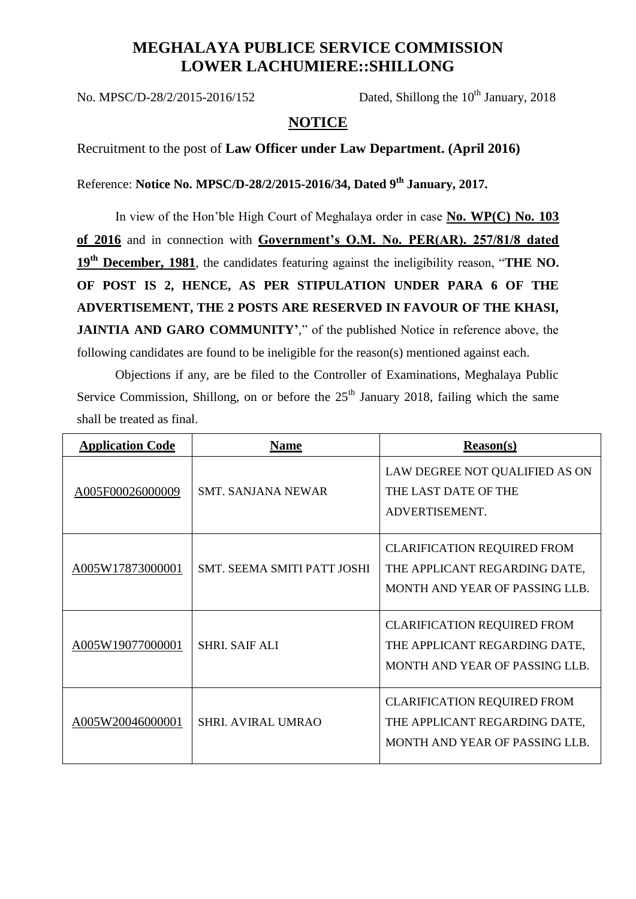# MEGHALAYA PUBLICE SERVICE COMMISSION
# LOWER LACHUMIERE::SHILLONG

No. MPSC/D-28/2/2015-2016/152 Dated, Shillong the 10th January, 2018

## NOTICE

Recruitment to the post of **Law Officer under Law Department. (April 2016)**

Reference: **Notice No. MPSC/D-28/2/2015-2016/34, Dated 9th January, 2017.**

In view of the Hon'ble High Court of Meghalaya order in case **No. WP(C) No. 103 of 2016** and in connection with **Government's O.M. No. PER(AR). 257/81/8 dated 19th December, 1981**, the candidates featuring against the ineligibility reason, "**THE NO. OF POST IS 2, HENCE, AS PER STIPULATION UNDER PARA 6 OF THE ADVERTISEMENT, THE 2 POSTS ARE RESERVED IN FAVOUR OF THE KHASI, JAINTIA AND GARO COMMUNITY'**," of the published Notice in reference above, the following candidates are found to be ineligible for the reason(s) mentioned against each.

Objections if any, are be filed to the Controller of Examinations, Meghalaya Public Service Commission, Shillong, on or before the 25th January 2018, failing which the same shall be treated as final.

| Application Code | Name | Reason(s) |
|---|---|---|
| A005F00026000009 | SMT. SANJANA NEWAR | LAW DEGREE NOT QUALIFIED AS ON THE LAST DATE OF THE ADVERTISEMENT. |
| A005W17873000001 | SMT. SEEMA SMITI PATT JOSHI | CLARIFICATION REQUIRED FROM THE APPLICANT REGARDING DATE, MONTH AND YEAR OF PASSING LLB. |
| A005W19077000001 | SHRI. SAIF ALI | CLARIFICATION REQUIRED FROM THE APPLICANT REGARDING DATE, MONTH AND YEAR OF PASSING LLB. |
| A005W20046000001 | SHRI. AVIRAL UMRAO | CLARIFICATION REQUIRED FROM THE APPLICANT REGARDING DATE, MONTH AND YEAR OF PASSING LLB. |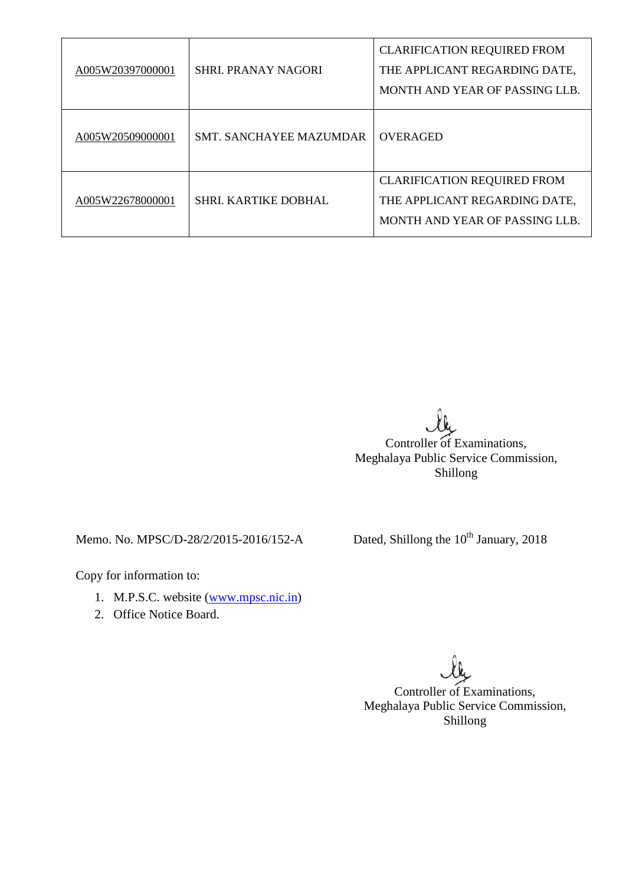| | | |
|---|---|---|
| A005W20397000001 | SHRI. PRANAY NAGORI | CLARIFICATION REQUIRED FROM THE APPLICANT REGARDING DATE, MONTH AND YEAR OF PASSING LLB. |
| A005W20509000001 | SMT. SANCHAYEE MAZUMDAR | OVERAGED |
| A005W22678000001 | SHRI. KARTIKE DOBHAL | CLARIFICATION REQUIRED FROM THE APPLICANT REGARDING DATE, MONTH AND YEAR OF PASSING LLB. |

Controller of Examinations,
Meghalaya Public Service Commission,
Shillong

Memo. No. MPSC/D-28/2/2015-2016/152-A          Dated, Shillong the 10th January, 2018

Copy for information to:

1. M.P.S.C. website (www.mpsc.nic.in)
2. Office Notice Board.

Controller of Examinations,
Meghalaya Public Service Commission,
Shillong